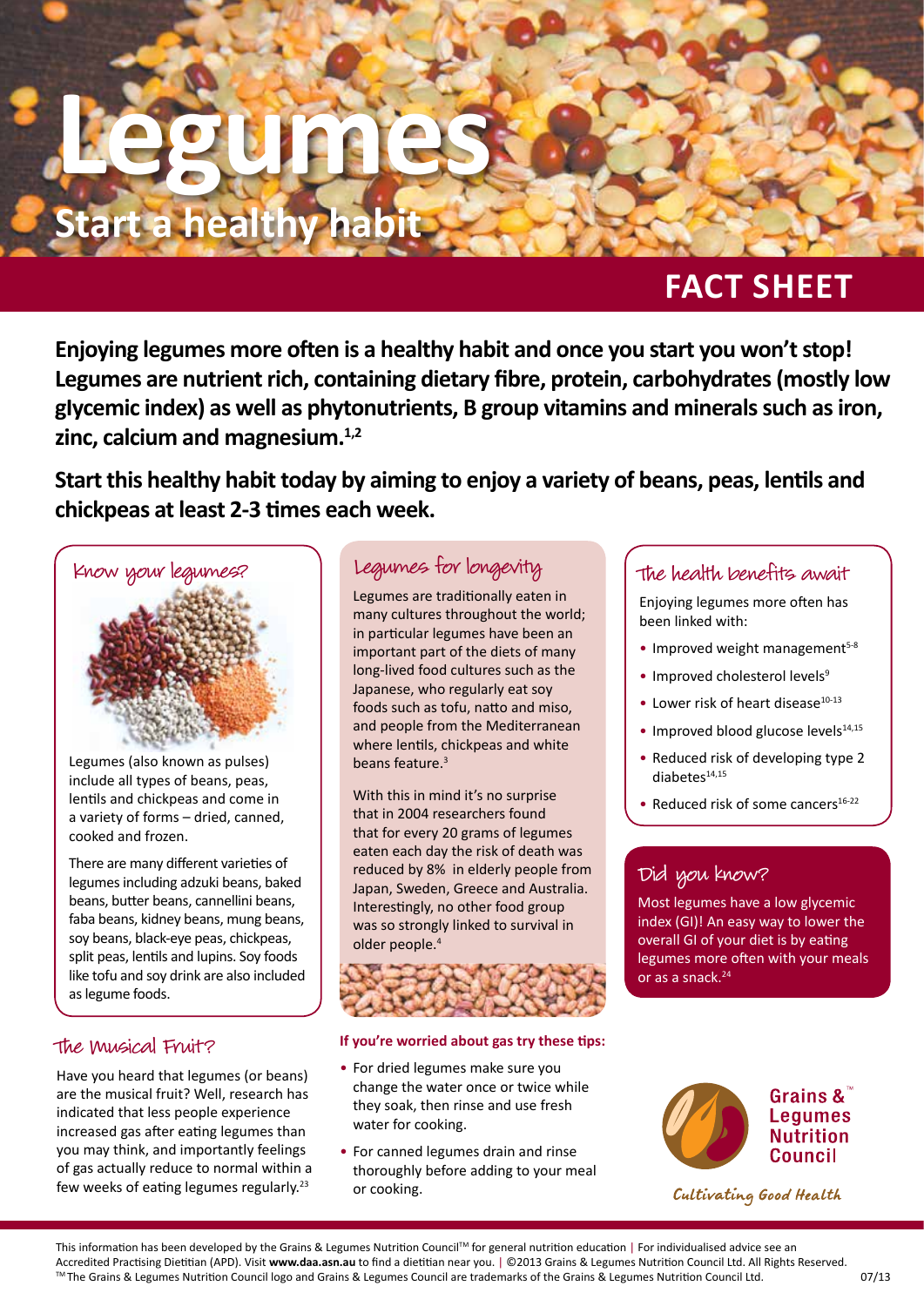# Legumes

## Start a healthy habit

FACT SHEET

**Enjoying legumes more often is a healthy habit and once you start you won't stop! Legumes are nutrient rich, containing dietary fibre, protein, carbohydrates (mostly low glycemic index) as well as phytonutrients, B group vitamins and minerals such as iron, zinc, calcium and magnesium.[1,2]**

**Start this healthy habit today by aiming to enjoy a variety of beans, peas, lentils and chickpeas at least 2-3 times each week.**

### Know your legumes?

Legumes (also known as pulses) include all types of beans, peas, lentils and chickpeas and come in a variety of forms – dried, canned, cooked and frozen.

There are many different varieties of legumes including adzuki beans, baked beans, butter beans, cannellini beans, faba beans, kidney beans, mung beans, soy beans, black-eye peas, chickpeas, split peas, lentils and lupins. Soy foods like tofu and soy drink are also included as legume foods.

### The Musical Fruit?

Have you heard that legumes (or beans) are the musical fruit? Well, research has indicated that less people experience increased gas after eating legumes than you may think, and importantly feelings of gas actually reduce to normal within a few weeks of eating legumes regularly.[23]

### Legumes for longevity

Legumes are traditionally eaten in many cultures throughout the world; in particular legumes have been an important part of the diets of many long-lived food cultures such as the Japanese, who regularly eat soy foods such as tofu, natto and miso, and people from the Mediterranean where lentils, chickpeas and white beans feature.[3]

With this in mind it's no surprise that in 2004 researchers found that for every 20 grams of legumes eaten each day the risk of death was reduced by 8% in elderly people from Japan, Sweden, Greece and Australia. Interestingly, no other food group was so strongly linked to survival in older people.[4]

**If you're worried about gas try these tips:**

- For dried legumes make sure you change the water once or twice while they soak, then rinse and use fresh water for cooking.
- For canned legumes drain and rinse thoroughly before adding to your meal or cooking.

### The health benefits await

Enjoying legumes more often has been linked with:

- Improved weight management[5-8]
- Improved cholesterol levels[9]
- Lower risk of heart disease[10-13]
- Improved blood glucose levels[14,15]
- Reduced risk of developing type 2 diabetes[14,15]
- Reduced risk of some cancers[16-22]

### Did you know?

Most legumes have a low glycemic index (GI)! An easy way to lower the overall GI of your diet is by eating legumes more often with your meals or as a snack.[24]

Grains & Legumes Nutrition Council™

*Cultivating Good Health*

This information has been developed by the Grains & Legumes Nutrition Council™ for general nutrition education | For individualised advice see an Accredited Practising Dietitian (APD). Visit **www.daa.asn.au** to find a dietitian near you. | ©2013 Grains & Legumes Nutrition Council Ltd. All Rights Reserved.
™ The Grains & Legumes Nutrition Council logo and Grains & Legumes Council are trademarks of the Grains & Legumes Nutrition Council Ltd. 07/13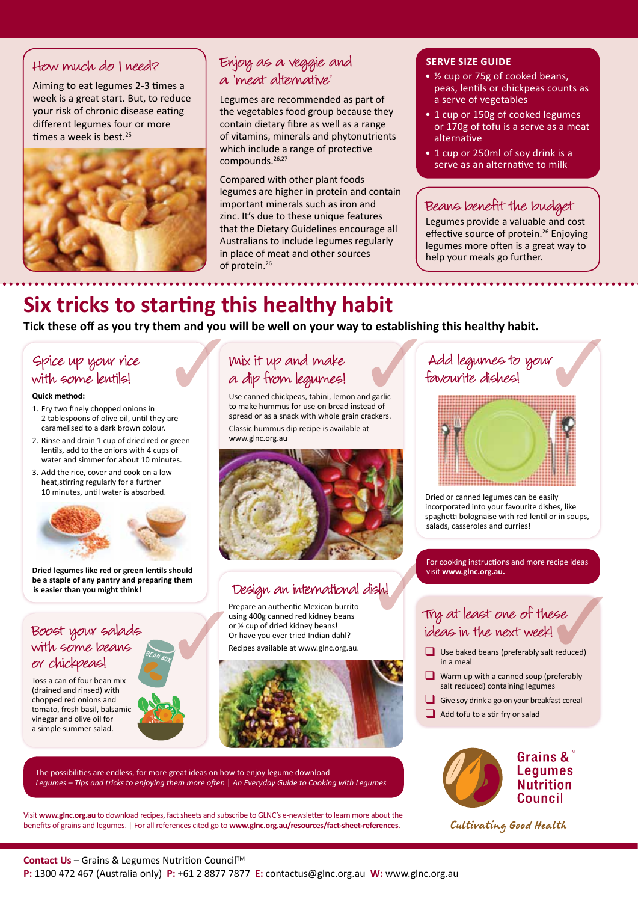## How much do I need?

Aiming to eat legumes 2-3 times a week is a great start. But, to reduce your risk of chronic disease eating different legumes four or more times a week is best.[25]

## Enjoy as a veggie and a 'meat alternative'

Legumes are recommended as part of the vegetables food group because they contain dietary fibre as well as a range of vitamins, minerals and phytonutrients which include a range of protective compounds.[26,27]

Compared with other plant foods legumes are higher in protein and contain important minerals such as iron and zinc. It's due to these unique features that the Dietary Guidelines encourage all Australians to include legumes regularly in place of meat and other sources of protein.[26]

### SERVE SIZE GUIDE

- ½ cup or 75g of cooked beans, peas, lentils or chickpeas counts as a serve of vegetables
- 1 cup or 150g of cooked legumes or 170g of tofu is a serve as a meat alternative
- 1 cup or 250ml of soy drink is a serve as an alternative to milk

## Beans benefit the budget

Legumes provide a valuable and cost effective source of protein.[26] Enjoying legumes more often is a great way to help your meals go further.

# Six tricks to starting this healthy habit

**Tick these off as you try them and you will be well on your way to establishing this healthy habit.**

## Spice up your rice with some lentils!

**Quick method:**

1. Fry two finely chopped onions in 2 tablespoons of olive oil, until they are caramelised to a dark brown colour.
2. Rinse and drain 1 cup of dried red or green lentils, add to the onions with 4 cups of water and simmer for about 10 minutes.
3. Add the rice, cover and cook on a low heat,stirring regularly for a further 10 minutes, until water is absorbed.

**Dried legumes like red or green lentils should be a staple of any pantry and preparing them is easier than you might think!**

## Boost your salads with some beans or chickpeas!

Toss a can of four bean mix (drained and rinsed) with chopped red onions and tomato, fresh basil, balsamic vinegar and olive oil for a simple summer salad.

## Mix it up and make a dip from legumes!

Use canned chickpeas, tahini, lemon and garlic to make hummus for use on bread instead of spread or as a snack with whole grain crackers.

Classic hummus dip recipe is available at www.glnc.org.au

## Design an international dish!

Prepare an authentic Mexican burrito using 400g canned red kidney beans or ½ cup of dried kidney beans!
Or have you ever tried Indian dahl?

Recipes available at www.glnc.org.au.

## Add legumes to your favourite dishes!

Dried or canned legumes can be easily incorporated into your favourite dishes, like spaghetti bolognaise with red lentil or in soups, salads, casseroles and curries!

For cooking instructions and more recipe ideas visit **www.glnc.org.au.**

## Try at least one of these ideas in the next week!

- [ ] Use baked beans (preferably salt reduced) in a meal
- [ ] Warm up with a canned soup (preferably salt reduced) containing legumes
- [ ] Give soy drink a go on your breakfast cereal
- [ ] Add tofu to a stir fry or salad

The possibilities are endless, for more great ideas on how to enjoy legume download *Legumes – Tips and tricks to enjoying them more often | An Everyday Guide to Cooking with Legumes*

Visit **www.glnc.org.au** to download recipes, fact sheets and subscribe to GLNC's e-newsletter to learn more about the benefits of grains and legumes. | For all references cited go to **www.glnc.org.au/resources/fact-sheet-references**.

Grains & Legumes Nutrition Council™

*Cultivating Good Health*

**Contact Us** – Grains & Legumes Nutrition Council™
**P:** 1300 472 467 (Australia only) **P:** +61 2 8877 7877 **E:** contactus@glnc.org.au **W:** www.glnc.org.au